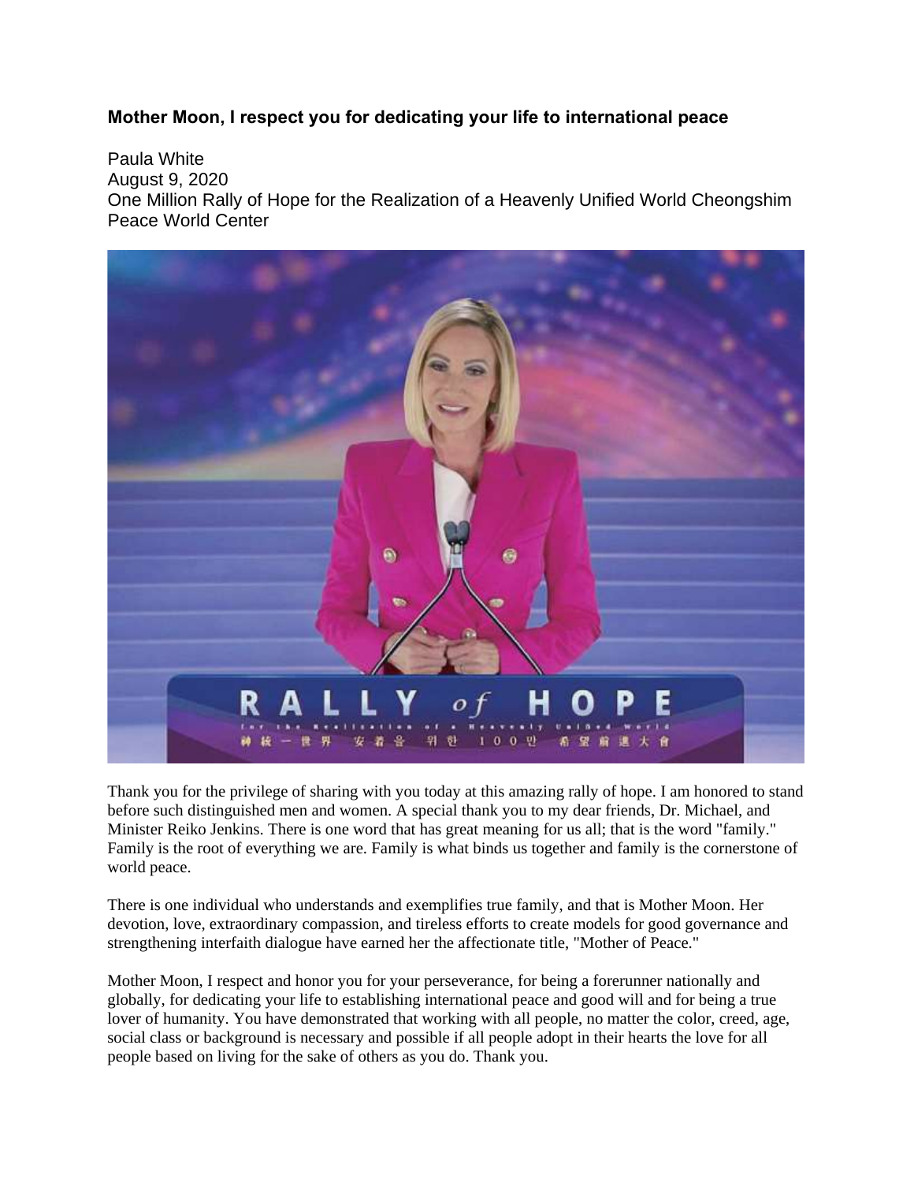**Mother Moon, I respect you for dedicating your life to international peace**

Paula White
August 9, 2020
One Million Rally of Hope for the Realization of a Heavenly Unified World Cheongshim Peace World Center

Thank you for the privilege of sharing with you today at this amazing rally of hope. I am honored to stand before such distinguished men and women. A special thank you to my dear friends, Dr. Michael, and Minister Reiko Jenkins. There is one word that has great meaning for us all; that is the word "family." Family is the root of everything we are. Family is what binds us together and family is the cornerstone of world peace.

There is one individual who understands and exemplifies true family, and that is Mother Moon. Her devotion, love, extraordinary compassion, and tireless efforts to create models for good governance and strengthening interfaith dialogue have earned her the affectionate title, "Mother of Peace."

Mother Moon, I respect and honor you for your perseverance, for being a forerunner nationally and globally, for dedicating your life to establishing international peace and good will and for being a true lover of humanity. You have demonstrated that working with all people, no matter the color, creed, age, social class or background is necessary and possible if all people adopt in their hearts the love for all people based on living for the sake of others as you do. Thank you.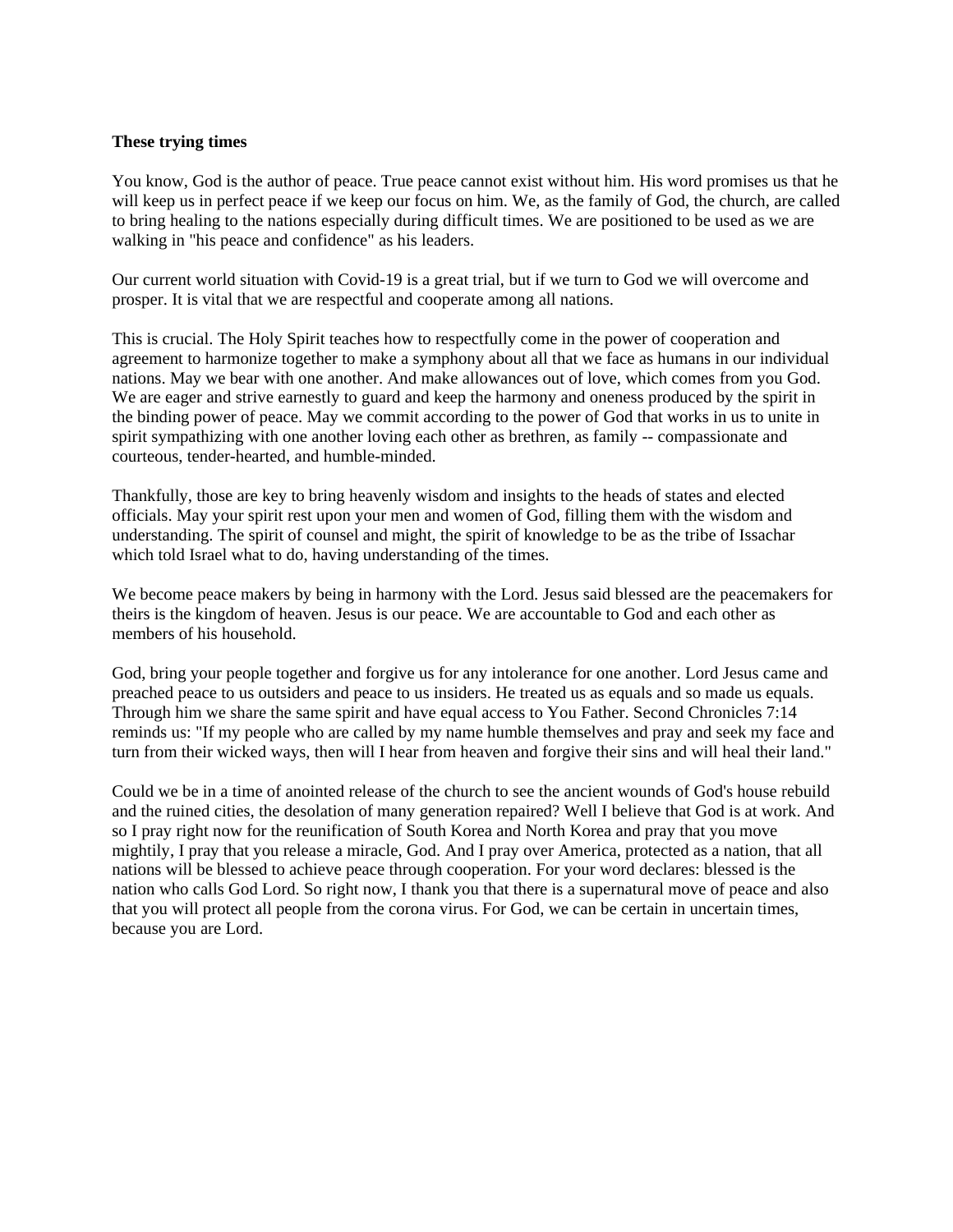**These trying times**

You know, God is the author of peace. True peace cannot exist without him. His word promises us that he will keep us in perfect peace if we keep our focus on him. We, as the family of God, the church, are called to bring healing to the nations especially during difficult times. We are positioned to be used as we are walking in "his peace and confidence" as his leaders.

Our current world situation with Covid-19 is a great trial, but if we turn to God we will overcome and prosper. It is vital that we are respectful and cooperate among all nations.

This is crucial. The Holy Spirit teaches how to respectfully come in the power of cooperation and agreement to harmonize together to make a symphony about all that we face as humans in our individual nations. May we bear with one another. And make allowances out of love, which comes from you God. We are eager and strive earnestly to guard and keep the harmony and oneness produced by the spirit in the binding power of peace. May we commit according to the power of God that works in us to unite in spirit sympathizing with one another loving each other as brethren, as family -- compassionate and courteous, tender-hearted, and humble-minded.

Thankfully, those are key to bring heavenly wisdom and insights to the heads of states and elected officials. May your spirit rest upon your men and women of God, filling them with the wisdom and understanding. The spirit of counsel and might, the spirit of knowledge to be as the tribe of Issachar which told Israel what to do, having understanding of the times.

We become peace makers by being in harmony with the Lord. Jesus said blessed are the peacemakers for theirs is the kingdom of heaven. Jesus is our peace. We are accountable to God and each other as members of his household.

God, bring your people together and forgive us for any intolerance for one another. Lord Jesus came and preached peace to us outsiders and peace to us insiders. He treated us as equals and so made us equals. Through him we share the same spirit and have equal access to You Father. Second Chronicles 7:14 reminds us: "If my people who are called by my name humble themselves and pray and seek my face and turn from their wicked ways, then will I hear from heaven and forgive their sins and will heal their land."

Could we be in a time of anointed release of the church to see the ancient wounds of God's house rebuild and the ruined cities, the desolation of many generation repaired? Well I believe that God is at work. And so I pray right now for the reunification of South Korea and North Korea and pray that you move mightily, I pray that you release a miracle, God. And I pray over America, protected as a nation, that all nations will be blessed to achieve peace through cooperation. For your word declares: blessed is the nation who calls God Lord. So right now, I thank you that there is a supernatural move of peace and also that you will protect all people from the corona virus. For God, we can be certain in uncertain times, because you are Lord.